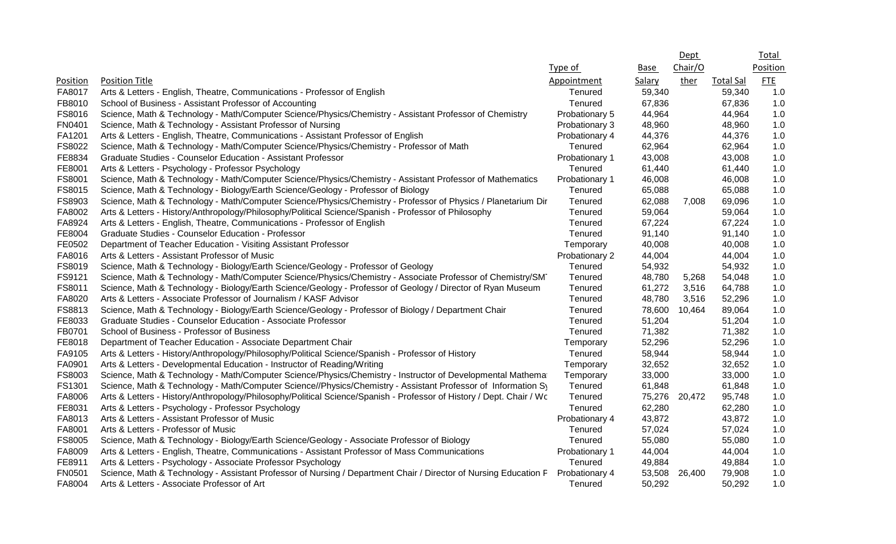| Position | Position Title | Type of Appointment | Base Salary | Dept Chair/Other | Total Sal | Total Position FTE |
|---|---|---|---|---|---|---|
| FA8017 | Arts & Letters - English, Theatre, Communications - Professor of English | Tenured | 59,340 | | 59,340 | 1.0 |
| FB8010 | School of Business - Assistant Professor of Accounting | Tenured | 67,836 | | 67,836 | 1.0 |
| FS8016 | Science, Math & Technology - Math/Computer Science/Physics/Chemistry - Assistant Professor of Chemistry | Probationary 5 | 44,964 | | 44,964 | 1.0 |
| FN0401 | Science, Math & Technology - Assistant Professor of Nursing | Probationary 3 | 48,960 | | 48,960 | 1.0 |
| FA1201 | Arts & Letters - English, Theatre, Communications - Assistant Professor of English | Probationary 4 | 44,376 | | 44,376 | 1.0 |
| FS8022 | Science, Math & Technology - Math/Computer Science/Physics/Chemistry - Professor of Math | Tenured | 62,964 | | 62,964 | 1.0 |
| FE8834 | Graduate Studies - Counselor Education - Assistant Professor | Probationary 1 | 43,008 | | 43,008 | 1.0 |
| FE8001 | Arts & Letters - Psychology - Professor Psychology | Tenured | 61,440 | | 61,440 | 1.0 |
| FS8001 | Science, Math & Technology - Math/Computer Science/Physics/Chemistry - Assistant Professor of Mathematics | Probationary 1 | 46,008 | | 46,008 | 1.0 |
| FS8015 | Science, Math & Technology - Biology/Earth Science/Geology - Professor of Biology | Tenured | 65,088 | | 65,088 | 1.0 |
| FS8903 | Science, Math & Technology - Math/Computer Science/Physics/Chemistry - Professor of Physics / Planetarium Dir | Tenured | 62,088 | 7,008 | 69,096 | 1.0 |
| FA8002 | Arts & Letters - History/Anthropology/Philosophy/Political Science/Spanish - Professor of Philosophy | Tenured | 59,064 | | 59,064 | 1.0 |
| FA8924 | Arts & Letters - English, Theatre, Communications - Professor of English | Tenured | 67,224 | | 67,224 | 1.0 |
| FE8004 | Graduate Studies - Counselor Education - Professor | Tenured | 91,140 | | 91,140 | 1.0 |
| FE0502 | Department of Teacher Education - Visiting Assistant Professor | Temporary | 40,008 | | 40,008 | 1.0 |
| FA8016 | Arts & Letters - Assistant Professor of Music | Probationary 2 | 44,004 | | 44,004 | 1.0 |
| FS8019 | Science, Math & Technology - Biology/Earth Science/Geology - Professor of Geology | Tenured | 54,932 | | 54,932 | 1.0 |
| FS9121 | Science, Math & Technology - Math/Computer Science/Physics/Chemistry - Associate Professor of Chemistry/SM | Tenured | 48,780 | 5,268 | 54,048 | 1.0 |
| FS8011 | Science, Math & Technology - Biology/Earth Science/Geology - Professor of Geology / Director of Ryan Museum | Tenured | 61,272 | 3,516 | 64,788 | 1.0 |
| FA8020 | Arts & Letters - Associate Professor of Journalism / KASF Advisor | Tenured | 48,780 | 3,516 | 52,296 | 1.0 |
| FS8813 | Science, Math & Technology - Biology/Earth Science/Geology - Professor of Biology / Department Chair | Tenured | 78,600 | 10,464 | 89,064 | 1.0 |
| FE8033 | Graduate Studies - Counselor Education - Associate Professor | Tenured | 51,204 | | 51,204 | 1.0 |
| FB0701 | School of Business - Professor of Business | Tenured | 71,382 | | 71,382 | 1.0 |
| FE8018 | Department of Teacher Education - Associate Department Chair | Temporary | 52,296 | | 52,296 | 1.0 |
| FA9105 | Arts & Letters - History/Anthropology/Philosophy/Political Science/Spanish - Professor of History | Tenured | 58,944 | | 58,944 | 1.0 |
| FA0901 | Arts & Letters - Developmental Education - Instructor of Reading/Writing | Temporary | 32,652 | | 32,652 | 1.0 |
| FS8003 | Science, Math & Technology - Math/Computer Science/Physics/Chemistry - Instructor of Developmental Mathema | Temporary | 33,000 | | 33,000 | 1.0 |
| FS1301 | Science, Math & Technology - Math/Computer Science//Physics/Chemistry - Assistant Professor of Information Sy | Tenured | 61,848 | | 61,848 | 1.0 |
| FA8006 | Arts & Letters - History/Anthropology/Philosophy/Political Science/Spanish - Professor of History / Dept. Chair / Wo | Tenured | 75,276 | 20,472 | 95,748 | 1.0 |
| FE8031 | Arts & Letters - Psychology - Professor Psychology | Tenured | 62,280 | | 62,280 | 1.0 |
| FA8013 | Arts & Letters - Assistant Professor of Music | Probationary 4 | 43,872 | | 43,872 | 1.0 |
| FA8001 | Arts & Letters - Professor of Music | Tenured | 57,024 | | 57,024 | 1.0 |
| FS8005 | Science, Math & Technology - Biology/Earth Science/Geology - Associate Professor of Biology | Tenured | 55,080 | | 55,080 | 1.0 |
| FA8009 | Arts & Letters - English, Theatre, Communications - Assistant Professor of Mass Communications | Probationary 1 | 44,004 | | 44,004 | 1.0 |
| FE8911 | Arts & Letters - Psychology - Associate Professor Psychology | Tenured | 49,884 | | 49,884 | 1.0 |
| FN0501 | Science, Math & Technology - Assistant Professor of Nursing / Department Chair / Director of Nursing Education F | Probationary 4 | 53,508 | 26,400 | 79,908 | 1.0 |
| FA8004 | Arts & Letters - Associate Professor of Art | Tenured | 50,292 | | 50,292 | 1.0 |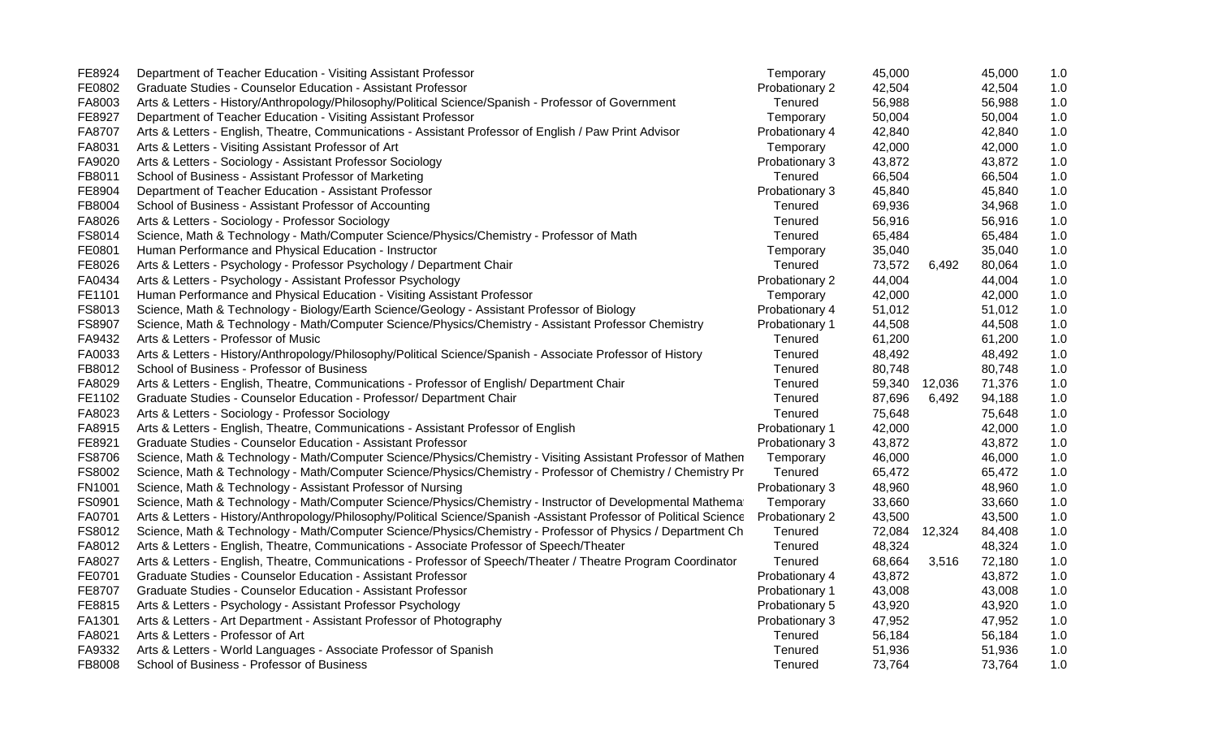| | | | | | | |
|---|---|---|---|---|---|---|
| FE8924 | Department of Teacher Education - Visiting Assistant Professor | Temporary | 45,000 | | 45,000 | 1.0 |
| FE0802 | Graduate Studies - Counselor Education - Assistant Professor | Probationary 2 | 42,504 | | 42,504 | 1.0 |
| FA8003 | Arts & Letters - History/Anthropology/Philosophy/Political Science/Spanish - Professor of Government | Tenured | 56,988 | | 56,988 | 1.0 |
| FE8927 | Department of Teacher Education - Visiting Assistant Professor | Temporary | 50,004 | | 50,004 | 1.0 |
| FA8707 | Arts & Letters - English, Theatre, Communications - Assistant Professor of English / Paw Print Advisor | Probationary 4 | 42,840 | | 42,840 | 1.0 |
| FA8031 | Arts & Letters - Visiting Assistant Professor of Art | Temporary | 42,000 | | 42,000 | 1.0 |
| FA9020 | Arts & Letters - Sociology - Assistant Professor Sociology | Probationary 3 | 43,872 | | 43,872 | 1.0 |
| FB8011 | School of Business - Assistant Professor of Marketing | Tenured | 66,504 | | 66,504 | 1.0 |
| FE8904 | Department of Teacher Education - Assistant Professor | Probationary 3 | 45,840 | | 45,840 | 1.0 |
| FB8004 | School of Business - Assistant Professor of Accounting | Tenured | 69,936 | | 34,968 | 1.0 |
| FA8026 | Arts & Letters - Sociology - Professor Sociology | Tenured | 56,916 | | 56,916 | 1.0 |
| FS8014 | Science, Math & Technology - Math/Computer Science/Physics/Chemistry - Professor of Math | Tenured | 65,484 | | 65,484 | 1.0 |
| FE0801 | Human Performance and Physical Education - Instructor | Temporary | 35,040 | | 35,040 | 1.0 |
| FE8026 | Arts & Letters - Psychology - Professor Psychology / Department Chair | Tenured | 73,572 | 6,492 | 80,064 | 1.0 |
| FA0434 | Arts & Letters - Psychology - Assistant Professor Psychology | Probationary 2 | 44,004 | | 44,004 | 1.0 |
| FE1101 | Human Performance and Physical Education - Visiting Assistant Professor | Temporary | 42,000 | | 42,000 | 1.0 |
| FS8013 | Science, Math & Technology - Biology/Earth Science/Geology - Assistant Professor of Biology | Probationary 4 | 51,012 | | 51,012 | 1.0 |
| FS8907 | Science, Math & Technology - Math/Computer Science/Physics/Chemistry - Assistant Professor Chemistry | Probationary 1 | 44,508 | | 44,508 | 1.0 |
| FA9432 | Arts & Letters - Professor of Music | Tenured | 61,200 | | 61,200 | 1.0 |
| FA0033 | Arts & Letters - History/Anthropology/Philosophy/Political Science/Spanish - Associate Professor of History | Tenured | 48,492 | | 48,492 | 1.0 |
| FB8012 | School of Business - Professor of Business | Tenured | 80,748 | | 80,748 | 1.0 |
| FA8029 | Arts & Letters - English, Theatre, Communications - Professor of English/ Department Chair | Tenured | 59,340 | 12,036 | 71,376 | 1.0 |
| FE1102 | Graduate Studies - Counselor Education - Professor/ Department Chair | Tenured | 87,696 | 6,492 | 94,188 | 1.0 |
| FA8023 | Arts & Letters - Sociology - Professor Sociology | Tenured | 75,648 | | 75,648 | 1.0 |
| FA8915 | Arts & Letters - English, Theatre, Communications - Assistant Professor of English | Probationary 1 | 42,000 | | 42,000 | 1.0 |
| FE8921 | Graduate Studies - Counselor Education - Assistant Professor | Probationary 3 | 43,872 | | 43,872 | 1.0 |
| FS8706 | Science, Math & Technology - Math/Computer Science/Physics/Chemistry - Visiting Assistant Professor of Mathen | Temporary | 46,000 | | 46,000 | 1.0 |
| FS8002 | Science, Math & Technology - Math/Computer Science/Physics/Chemistry - Professor of Chemistry / Chemistry Pr | Tenured | 65,472 | | 65,472 | 1.0 |
| FN1001 | Science, Math & Technology - Assistant Professor of Nursing | Probationary 3 | 48,960 | | 48,960 | 1.0 |
| FS0901 | Science, Math & Technology - Math/Computer Science/Physics/Chemistry - Instructor of Developmental Mathema | Temporary | 33,660 | | 33,660 | 1.0 |
| FA0701 | Arts & Letters - History/Anthropology/Philosophy/Political Science/Spanish -Assistant Professor of Political Science | Probationary 2 | 43,500 | | 43,500 | 1.0 |
| FS8012 | Science, Math & Technology - Math/Computer Science/Physics/Chemistry - Professor of Physics / Department Ch | Tenured | 72,084 | 12,324 | 84,408 | 1.0 |
| FA8012 | Arts & Letters - English, Theatre, Communications - Associate Professor of Speech/Theater | Tenured | 48,324 | | 48,324 | 1.0 |
| FA8027 | Arts & Letters - English, Theatre, Communications - Professor of Speech/Theater / Theatre Program Coordinator | Tenured | 68,664 | 3,516 | 72,180 | 1.0 |
| FE0701 | Graduate Studies - Counselor Education - Assistant Professor | Probationary 4 | 43,872 | | 43,872 | 1.0 |
| FE8707 | Graduate Studies - Counselor Education - Assistant Professor | Probationary 1 | 43,008 | | 43,008 | 1.0 |
| FE8815 | Arts & Letters - Psychology - Assistant Professor Psychology | Probationary 5 | 43,920 | | 43,920 | 1.0 |
| FA1301 | Arts & Letters - Art Department - Assistant Professor of Photography | Probationary 3 | 47,952 | | 47,952 | 1.0 |
| FA8021 | Arts & Letters - Professor of Art | Tenured | 56,184 | | 56,184 | 1.0 |
| FA9332 | Arts & Letters - World Languages - Associate Professor of Spanish | Tenured | 51,936 | | 51,936 | 1.0 |
| FB8008 | School of Business - Professor of Business | Tenured | 73,764 | | 73,764 | 1.0 |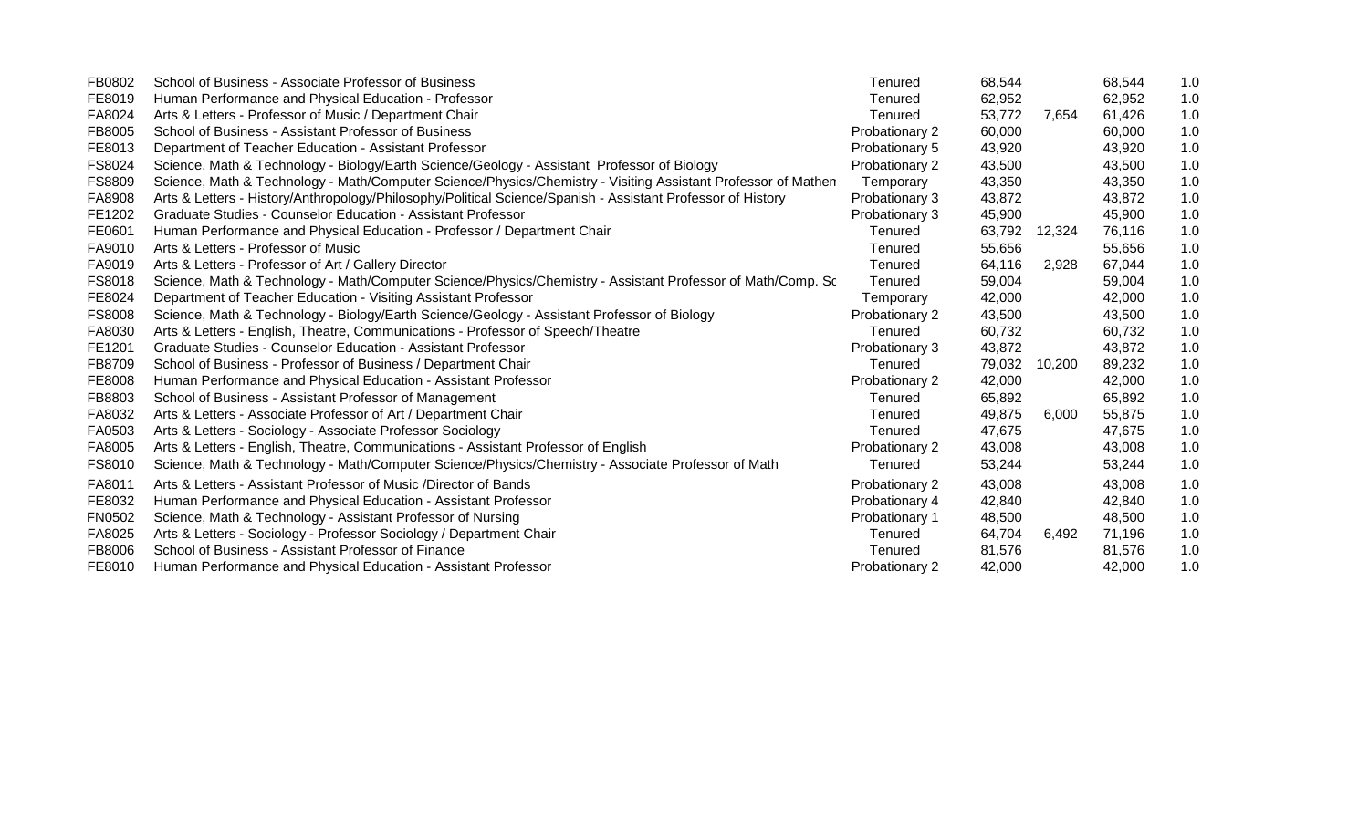| | | | | | | |
|---|---|---|---|---|---|---|
| FB0802 | School of Business - Associate Professor of Business | Tenured | 68,544 | | 68,544 | 1.0 |
| FE8019 | Human Performance and Physical Education - Professor | Tenured | 62,952 | | 62,952 | 1.0 |
| FA8024 | Arts & Letters - Professor of Music / Department Chair | Tenured | 53,772 | 7,654 | 61,426 | 1.0 |
| FB8005 | School of Business - Assistant Professor of Business | Probationary 2 | 60,000 | | 60,000 | 1.0 |
| FE8013 | Department of Teacher Education - Assistant Professor | Probationary 5 | 43,920 | | 43,920 | 1.0 |
| FS8024 | Science, Math & Technology - Biology/Earth Science/Geology - Assistant Professor of Biology | Probationary 2 | 43,500 | | 43,500 | 1.0 |
| FS8809 | Science, Math & Technology - Math/Computer Science/Physics/Chemistry - Visiting Assistant Professor of Mathen | Temporary | 43,350 | | 43,350 | 1.0 |
| FA8908 | Arts & Letters - History/Anthropology/Philosophy/Political Science/Spanish - Assistant Professor of History | Probationary 3 | 43,872 | | 43,872 | 1.0 |
| FE1202 | Graduate Studies - Counselor Education - Assistant Professor | Probationary 3 | 45,900 | | 45,900 | 1.0 |
| FE0601 | Human Performance and Physical Education - Professor / Department Chair | Tenured | 63,792 | 12,324 | 76,116 | 1.0 |
| FA9010 | Arts & Letters - Professor of Music | Tenured | 55,656 | | 55,656 | 1.0 |
| FA9019 | Arts & Letters - Professor of Art / Gallery Director | Tenured | 64,116 | 2,928 | 67,044 | 1.0 |
| FS8018 | Science, Math & Technology - Math/Computer Science/Physics/Chemistry - Assistant Professor of Math/Comp. Sc | Tenured | 59,004 | | 59,004 | 1.0 |
| FE8024 | Department of Teacher Education - Visiting Assistant Professor | Temporary | 42,000 | | 42,000 | 1.0 |
| FS8008 | Science, Math & Technology - Biology/Earth Science/Geology - Assistant Professor of Biology | Probationary 2 | 43,500 | | 43,500 | 1.0 |
| FA8030 | Arts & Letters - English, Theatre, Communications - Professor of Speech/Theatre | Tenured | 60,732 | | 60,732 | 1.0 |
| FE1201 | Graduate Studies - Counselor Education - Assistant Professor | Probationary 3 | 43,872 | | 43,872 | 1.0 |
| FB8709 | School of Business - Professor of Business / Department Chair | Tenured | 79,032 | 10,200 | 89,232 | 1.0 |
| FE8008 | Human Performance and Physical Education - Assistant Professor | Probationary 2 | 42,000 | | 42,000 | 1.0 |
| FB8803 | School of Business - Assistant Professor of Management | Tenured | 65,892 | | 65,892 | 1.0 |
| FA8032 | Arts & Letters - Associate Professor of Art / Department Chair | Tenured | 49,875 | 6,000 | 55,875 | 1.0 |
| FA0503 | Arts & Letters - Sociology - Associate Professor Sociology | Tenured | 47,675 | | 47,675 | 1.0 |
| FA8005 | Arts & Letters - English, Theatre, Communications - Assistant Professor of English | Probationary 2 | 43,008 | | 43,008 | 1.0 |
| FS8010 | Science, Math & Technology - Math/Computer Science/Physics/Chemistry - Associate Professor of Math | Tenured | 53,244 | | 53,244 | 1.0 |
| FA8011 | Arts & Letters - Assistant Professor of Music /Director of Bands | Probationary 2 | 43,008 | | 43,008 | 1.0 |
| FE8032 | Human Performance and Physical Education - Assistant Professor | Probationary 4 | 42,840 | | 42,840 | 1.0 |
| FN0502 | Science, Math & Technology - Assistant Professor of Nursing | Probationary 1 | 48,500 | | 48,500 | 1.0 |
| FA8025 | Arts & Letters - Sociology - Professor Sociology / Department Chair | Tenured | 64,704 | 6,492 | 71,196 | 1.0 |
| FB8006 | School of Business - Assistant Professor of Finance | Tenured | 81,576 | | 81,576 | 1.0 |
| FE8010 | Human Performance and Physical Education - Assistant Professor | Probationary 2 | 42,000 | | 42,000 | 1.0 |